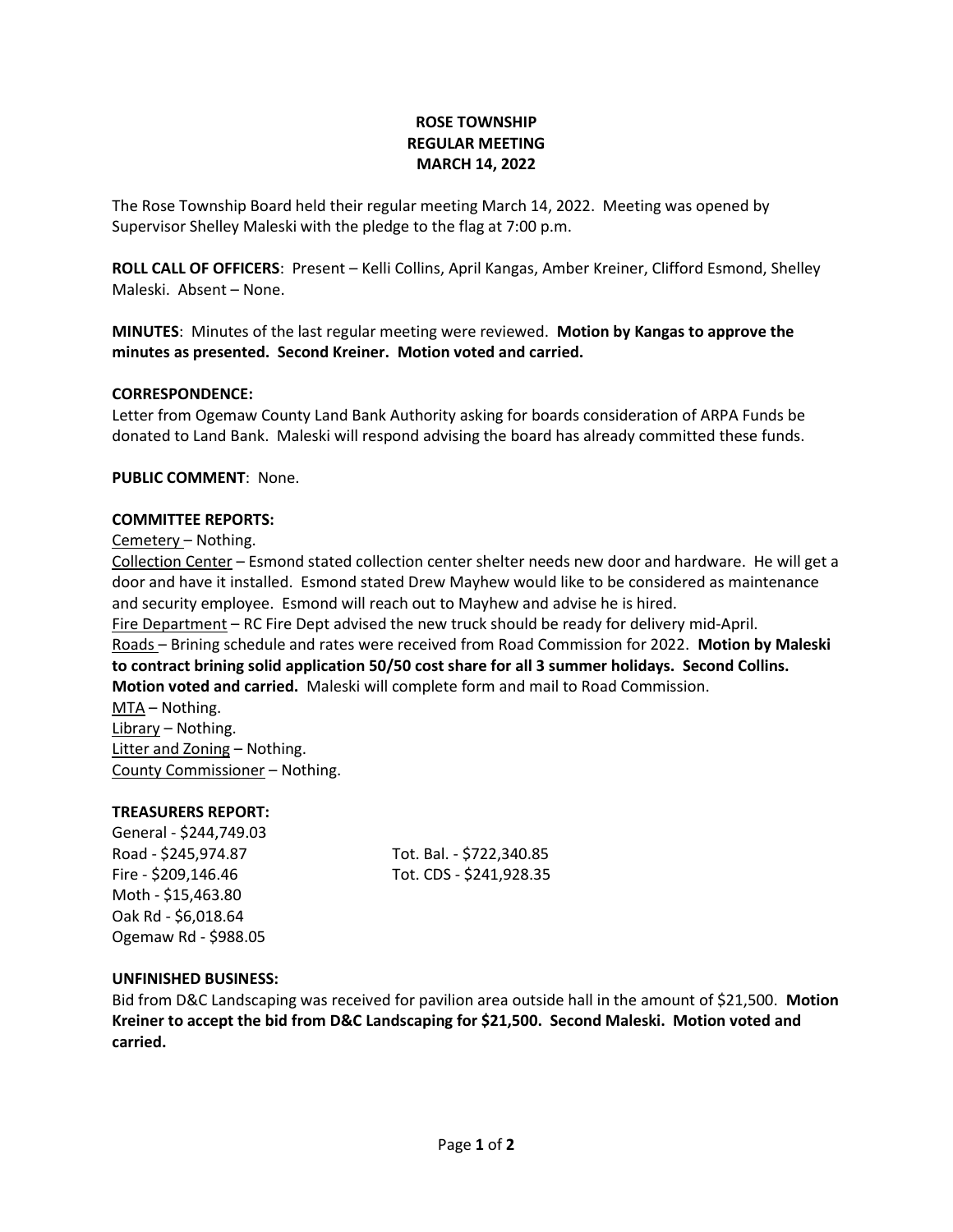# ROSE TOWNSHIP
# REGULAR MEETING
# MARCH 14, 2022

The Rose Township Board held their regular meeting March 14, 2022. Meeting was opened by Supervisor Shelley Maleski with the pledge to the flag at 7:00 p.m.

**ROLL CALL OF OFFICERS**: Present – Kelli Collins, April Kangas, Amber Kreiner, Clifford Esmond, Shelley Maleski. Absent – None.

**MINUTES**: Minutes of the last regular meeting were reviewed. **Motion by Kangas to approve the minutes as presented. Second Kreiner. Motion voted and carried.**

**CORRESPONDENCE:**

Letter from Ogemaw County Land Bank Authority asking for boards consideration of ARPA Funds be donated to Land Bank. Maleski will respond advising the board has already committed these funds.

**PUBLIC COMMENT**: None.

**COMMITTEE REPORTS:**

Cemetery – Nothing.

Collection Center – Esmond stated collection center shelter needs new door and hardware. He will get a door and have it installed. Esmond stated Drew Mayhew would like to be considered as maintenance and security employee. Esmond will reach out to Mayhew and advise he is hired.

Fire Department – RC Fire Dept advised the new truck should be ready for delivery mid-April.

Roads – Brining schedule and rates were received from Road Commission for 2022. **Motion by Maleski to contract brining solid application 50/50 cost share for all 3 summer holidays. Second Collins. Motion voted and carried.** Maleski will complete form and mail to Road Commission.

MTA – Nothing.

Library – Nothing.

Litter and Zoning – Nothing.

County Commissioner – Nothing.

**TREASURERS REPORT:**

General - $244,749.03
Road - $245,974.87
Fire - $209,146.46
Moth - $15,463.80
Oak Rd - $6,018.64
Ogemaw Rd - $988.05

Tot. Bal. - $722,340.85
Tot. CDS - $241,928.35

**UNFINISHED BUSINESS:**

Bid from D&C Landscaping was received for pavilion area outside hall in the amount of $21,500. **Motion Kreiner to accept the bid from D&C Landscaping for $21,500. Second Maleski. Motion voted and carried.**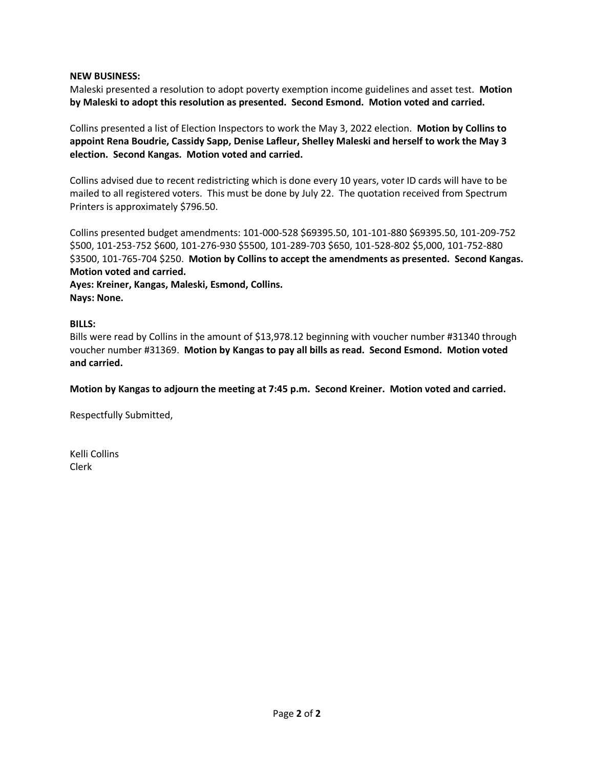**NEW BUSINESS:**

Maleski presented a resolution to adopt poverty exemption income guidelines and asset test. **Motion by Maleski to adopt this resolution as presented. Second Esmond. Motion voted and carried.**

Collins presented a list of Election Inspectors to work the May 3, 2022 election. **Motion by Collins to appoint Rena Boudrie, Cassidy Sapp, Denise Lafleur, Shelley Maleski and herself to work the May 3 election. Second Kangas. Motion voted and carried.**

Collins advised due to recent redistricting which is done every 10 years, voter ID cards will have to be mailed to all registered voters. This must be done by July 22. The quotation received from Spectrum Printers is approximately $796.50.

Collins presented budget amendments: 101-000-528 $69395.50, 101-101-880 $69395.50, 101-209-752 $500, 101-253-752 $600, 101-276-930 $5500, 101-289-703 $650, 101-528-802 $5,000, 101-752-880 $3500, 101-765-704 $250. **Motion by Collins to accept the amendments as presented. Second Kangas. Motion voted and carried.**
**Ayes: Kreiner, Kangas, Maleski, Esmond, Collins.**
**Nays: None.**

**BILLS:**

Bills were read by Collins in the amount of $13,978.12 beginning with voucher number #31340 through voucher number #31369. **Motion by Kangas to pay all bills as read. Second Esmond. Motion voted and carried.**

**Motion by Kangas to adjourn the meeting at 7:45 p.m. Second Kreiner. Motion voted and carried.**

Respectfully Submitted,

Kelli Collins
Clerk